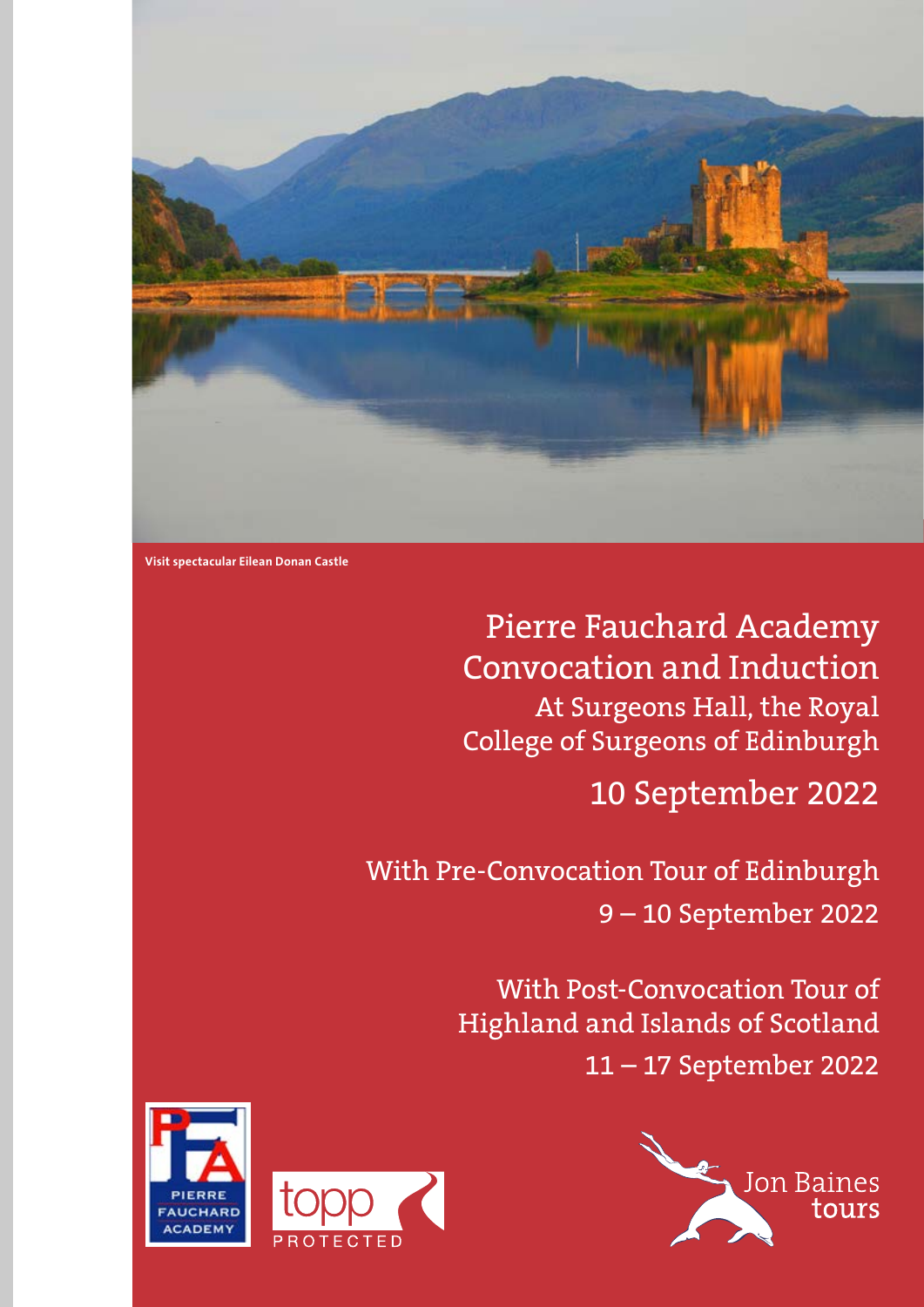Visit spectacular Eilean Donan Castle

# Pierre Fauchard Academy Convocation and Induction

## At Surgeons Hall, the Royal College of Surgeons of Edinburgh

## 10 September 2022

## With Pre-Convocation Tour of Edinburgh

## 9 – 10 September 2022

## With Post-Convocation Tour of Highland and Islands of Scotland

## 11 – 17 September 2022

PIERRE FAUCHARD ACADEMY

topp PROTECTED

Jon Baines tours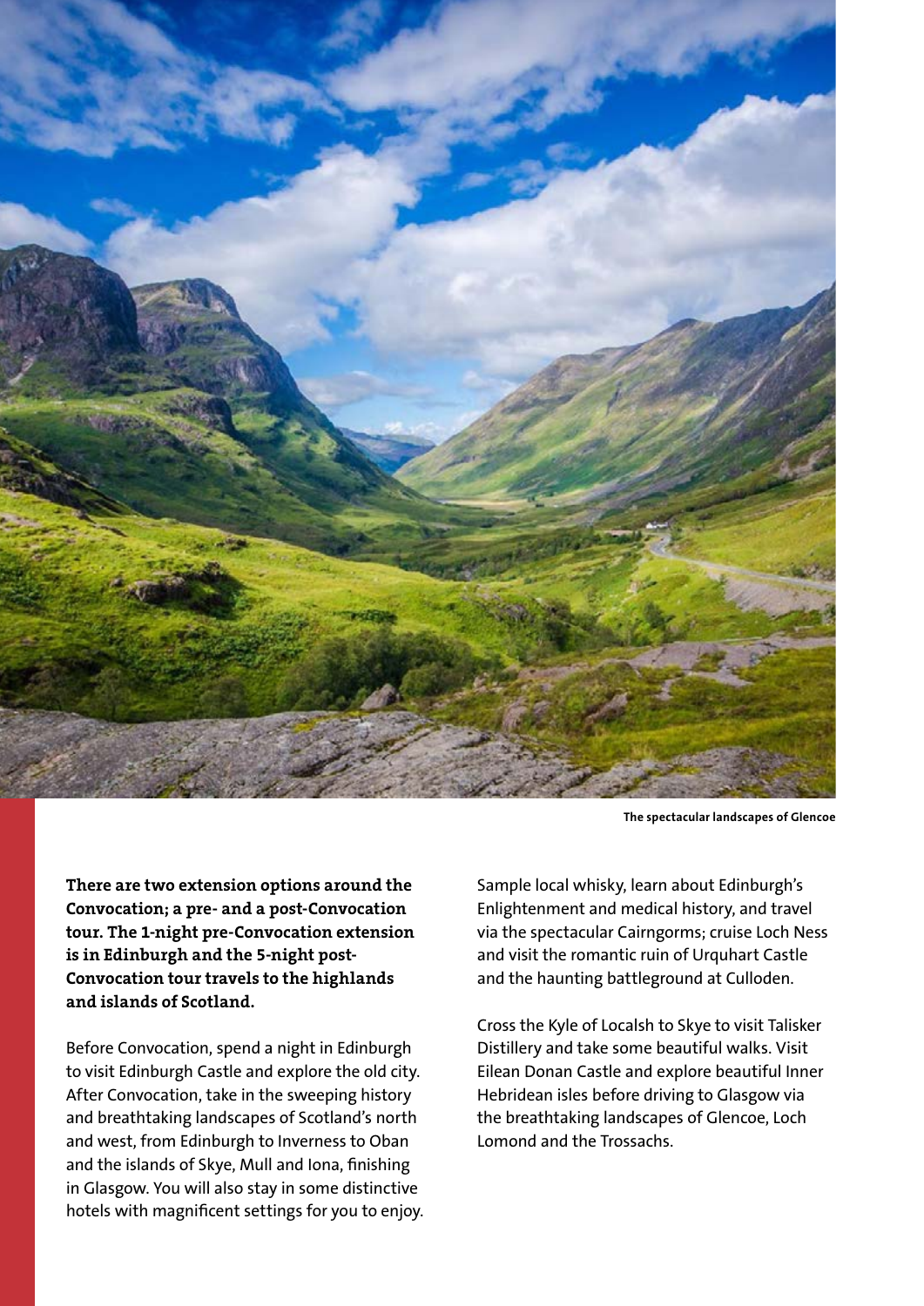The spectacular landscapes of Glencoe

**There are two extension options around the Convocation; a pre- and a post-Convocation tour. The 1-night pre-Convocation extension is in Edinburgh and the 5-night post-Convocation tour travels to the highlands and islands of Scotland.**

Before Convocation, spend a night in Edinburgh to visit Edinburgh Castle and explore the old city. After Convocation, take in the sweeping history and breathtaking landscapes of Scotland's north and west, from Edinburgh to Inverness to Oban and the islands of Skye, Mull and Iona, finishing in Glasgow. You will also stay in some distinctive hotels with magnificent settings for you to enjoy.

Sample local whisky, learn about Edinburgh's Enlightenment and medical history, and travel via the spectacular Cairngorms; cruise Loch Ness and visit the romantic ruin of Urquhart Castle and the haunting battleground at Culloden.

Cross the Kyle of Localsh to Skye to visit Talisker Distillery and take some beautiful walks. Visit Eilean Donan Castle and explore beautiful Inner Hebridean isles before driving to Glasgow via the breathtaking landscapes of Glencoe, Loch Lomond and the Trossachs.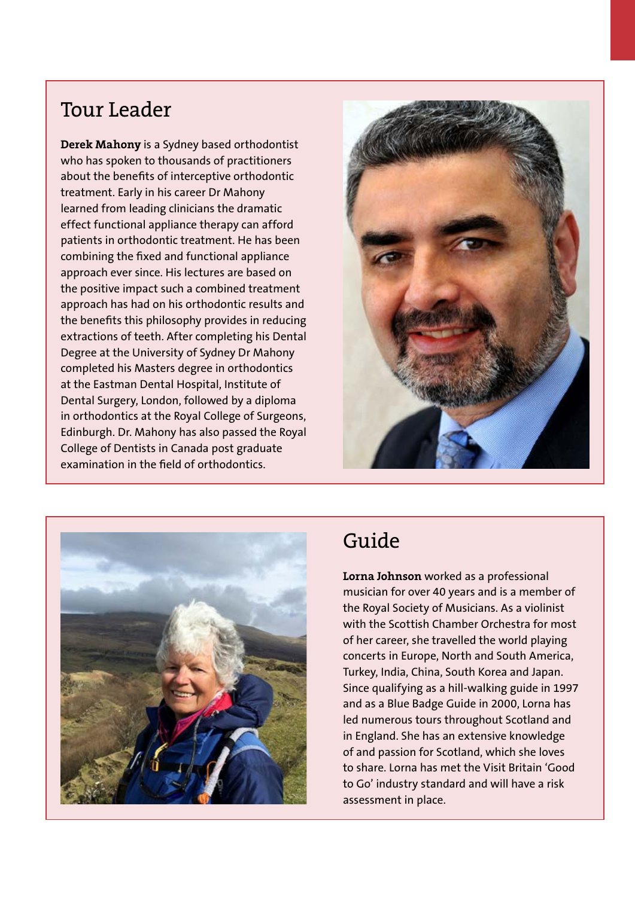## Tour Leader

**Derek Mahony** is a Sydney based orthodontist who has spoken to thousands of practitioners about the benefits of interceptive orthodontic treatment. Early in his career Dr Mahony learned from leading clinicians the dramatic effect functional appliance therapy can afford patients in orthodontic treatment. He has been combining the fixed and functional appliance approach ever since. His lectures are based on the positive impact such a combined treatment approach has had on his orthodontic results and the benefits this philosophy provides in reducing extractions of teeth. After completing his Dental Degree at the University of Sydney Dr Mahony completed his Masters degree in orthodontics at the Eastman Dental Hospital, Institute of Dental Surgery, London, followed by a diploma in orthodontics at the Royal College of Surgeons, Edinburgh. Dr. Mahony has also passed the Royal College of Dentists in Canada post graduate examination in the field of orthodontics.

## Guide

**Lorna Johnson** worked as a professional musician for over 40 years and is a member of the Royal Society of Musicians. As a violinist with the Scottish Chamber Orchestra for most of her career, she travelled the world playing concerts in Europe, North and South America, Turkey, India, China, South Korea and Japan. Since qualifying as a hill-walking guide in 1997 and as a Blue Badge Guide in 2000, Lorna has led numerous tours throughout Scotland and in England. She has an extensive knowledge of and passion for Scotland, which she loves to share. Lorna has met the Visit Britain 'Good to Go' industry standard and will have a risk assessment in place.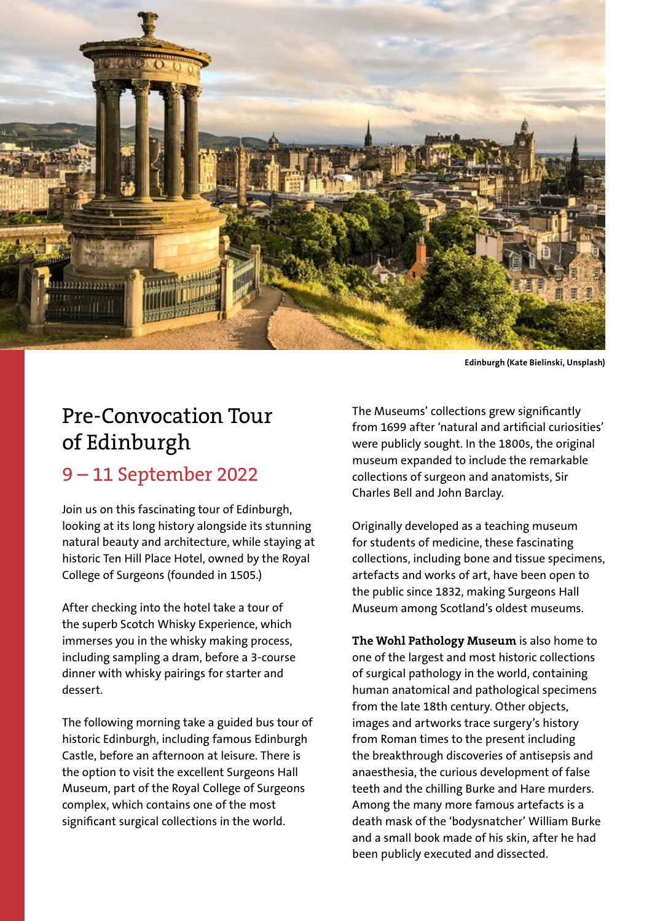Edinburgh (Kate Bielinski, Unsplash)

# Pre-Convocation Tour of Edinburgh

## 9 – 11 September 2022

Join us on this fascinating tour of Edinburgh, looking at its long history alongside its stunning natural beauty and architecture, while staying at historic Ten Hill Place Hotel, owned by the Royal College of Surgeons (founded in 1505.)

After checking into the hotel take a tour of the superb Scotch Whisky Experience, which immerses you in the whisky making process, including sampling a dram, before a 3-course dinner with whisky pairings for starter and dessert.

The following morning take a guided bus tour of historic Edinburgh, including famous Edinburgh Castle, before an afternoon at leisure. There is the option to visit the excellent Surgeons Hall Museum, part of the Royal College of Surgeons complex, which contains one of the most significant surgical collections in the world.

The Museums' collections grew significantly from 1699 after 'natural and artificial curiosities' were publicly sought. In the 1800s, the original museum expanded to include the remarkable collections of surgeon and anatomists, Sir Charles Bell and John Barclay.

Originally developed as a teaching museum for students of medicine, these fascinating collections, including bone and tissue specimens, artefacts and works of art, have been open to the public since 1832, making Surgeons Hall Museum among Scotland's oldest museums.

**The Wohl Pathology Museum** is also home to one of the largest and most historic collections of surgical pathology in the world, containing human anatomical and pathological specimens from the late 18th century. Other objects, images and artworks trace surgery's history from Roman times to the present including the breakthrough discoveries of antisepsis and anaesthesia, the curious development of false teeth and the chilling Burke and Hare murders. Among the many more famous artefacts is a death mask of the 'bodysnatcher' William Burke and a small book made of his skin, after he had been publicly executed and dissected.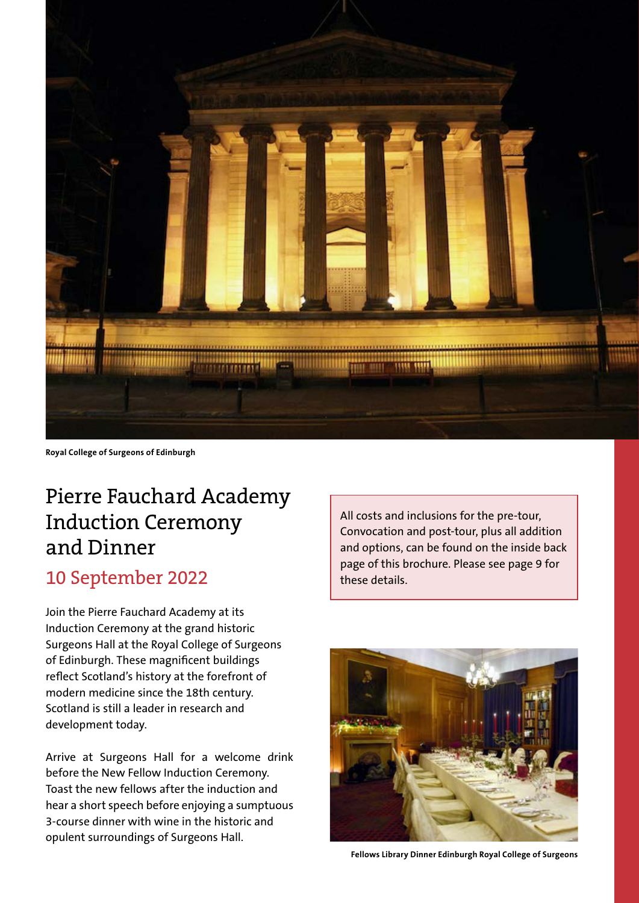Royal College of Surgeons of Edinburgh

# Pierre Fauchard Academy Induction Ceremony and Dinner

## 10 September 2022

Join the Pierre Fauchard Academy at its Induction Ceremony at the grand historic Surgeons Hall at the Royal College of Surgeons of Edinburgh. These magnificent buildings reflect Scotland's history at the forefront of modern medicine since the 18th century. Scotland is still a leader in research and development today.

Arrive at Surgeons Hall for a welcome drink before the New Fellow Induction Ceremony. Toast the new fellows after the induction and hear a short speech before enjoying a sumptuous 3-course dinner with wine in the historic and opulent surroundings of Surgeons Hall.

All costs and inclusions for the pre-tour, Convocation and post-tour, plus all addition and options, can be found on the inside back page of this brochure. Please see page 9 for these details.

Fellows Library Dinner Edinburgh Royal College of Surgeons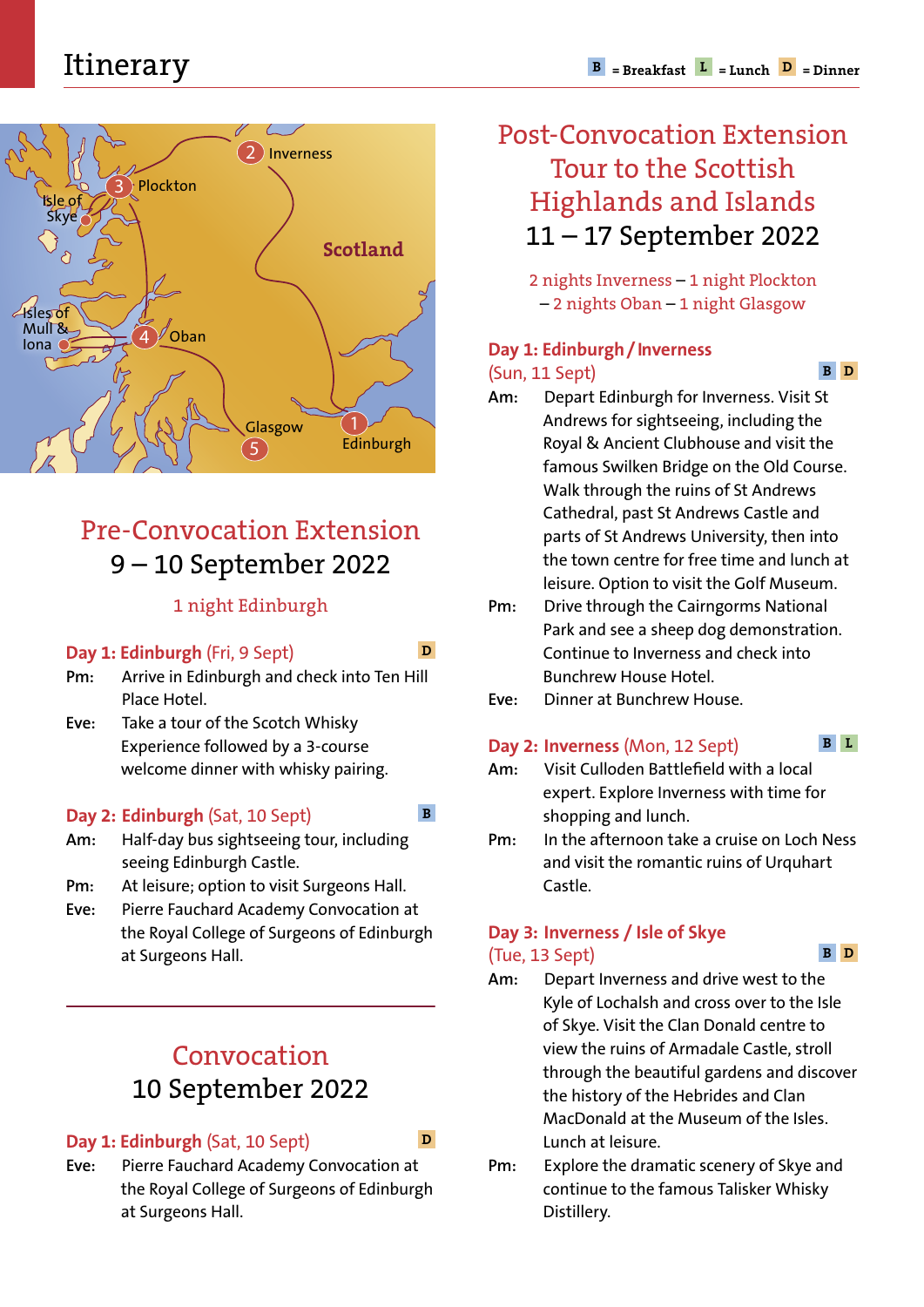# Itinerary

B = Breakfast L = Lunch D = Dinner

Inverness
Plockton
Isle of Skye
Scotland
Isles of Mull & Iona
Oban
Glasgow
Edinburgh
1 2 3 4 5

## Pre-Convocation Extension
## 9 – 10 September 2022

1 night Edinburgh

**Day 1: Edinburgh** (Fri, 9 Sept) D

Pm: Arrive in Edinburgh and check into Ten Hill Place Hotel.

Eve: Take a tour of the Scotch Whisky Experience followed by a 3-course welcome dinner with whisky pairing.

**Day 2: Edinburgh** (Sat, 10 Sept) B

Am: Half-day bus sightseeing tour, including seeing Edinburgh Castle.

Pm: At leisure; option to visit Surgeons Hall.

Eve: Pierre Fauchard Academy Convocation at the Royal College of Surgeons of Edinburgh at Surgeons Hall.

## Convocation
## 10 September 2022

**Day 1: Edinburgh** (Sat, 10 Sept) D

Eve: Pierre Fauchard Academy Convocation at the Royal College of Surgeons of Edinburgh at Surgeons Hall.

## Post-Convocation Extension Tour to the Scottish Highlands and Islands
## 11 – 17 September 2022

2 nights Inverness – 1 night Plockton – 2 nights Oban – 1 night Glasgow

**Day 1: Edinburgh / Inverness** (Sun, 11 Sept) B D

Am: Depart Edinburgh for Inverness. Visit St Andrews for sightseeing, including the Royal & Ancient Clubhouse and visit the famous Swilken Bridge on the Old Course. Walk through the ruins of St Andrews Cathedral, past St Andrews Castle and parts of St Andrews University, then into the town centre for free time and lunch at leisure. Option to visit the Golf Museum.

Pm: Drive through the Cairngorms National Park and see a sheep dog demonstration. Continue to Inverness and check into Bunchrew House Hotel.

Eve: Dinner at Bunchrew House.

**Day 2: Inverness** (Mon, 12 Sept) B L

Am: Visit Culloden Battlefield with a local expert. Explore Inverness with time for shopping and lunch.

Pm: In the afternoon take a cruise on Loch Ness and visit the romantic ruins of Urquhart Castle.

**Day 3: Inverness / Isle of Skye** (Tue, 13 Sept) B D

Am: Depart Inverness and drive west to the Kyle of Lochalsh and cross over to the Isle of Skye. Visit the Clan Donald centre to view the ruins of Armadale Castle, stroll through the beautiful gardens and discover the history of the Hebrides and Clan MacDonald at the Museum of the Isles. Lunch at leisure.

Pm: Explore the dramatic scenery of Skye and continue to the famous Talisker Whisky Distillery.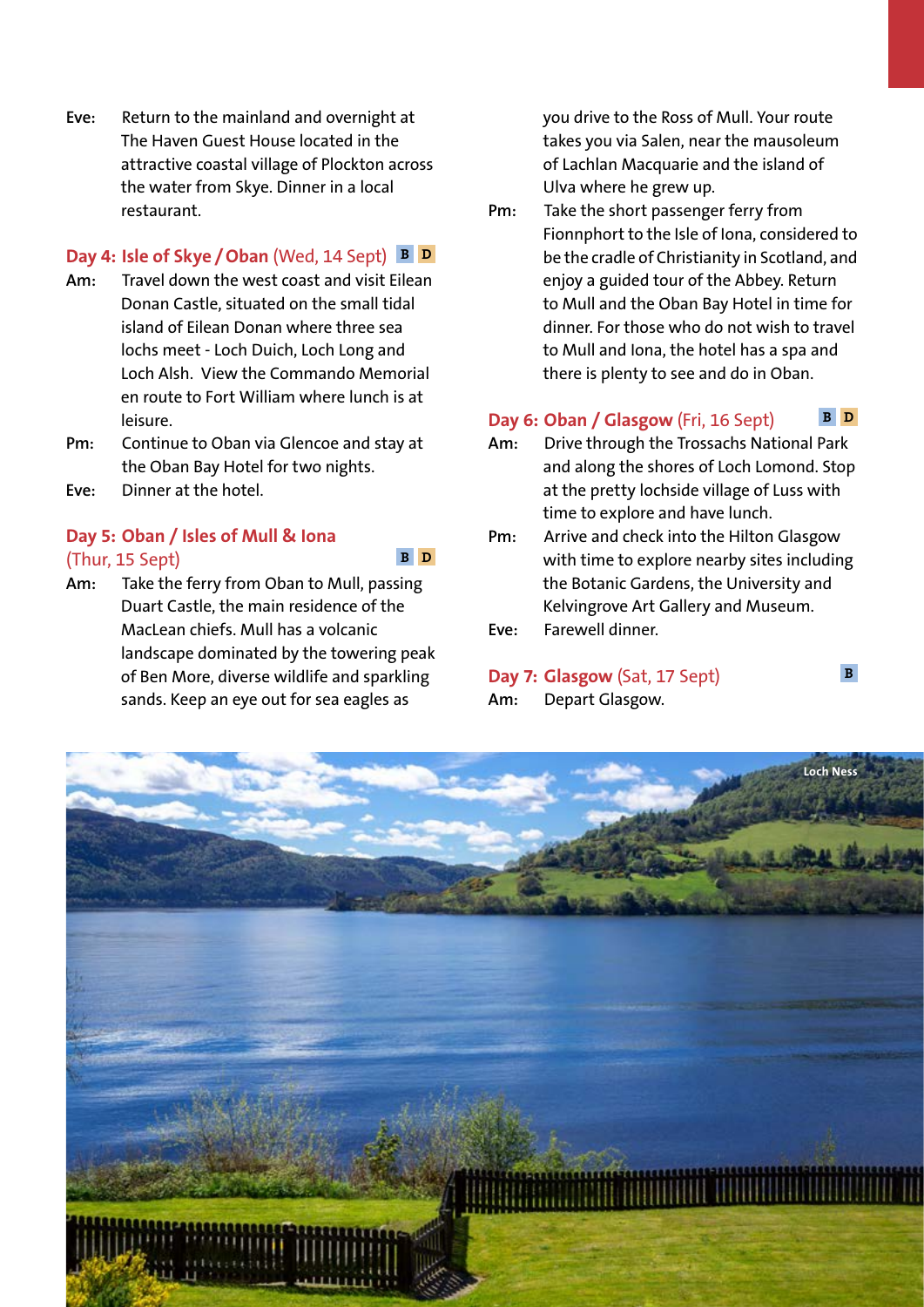**Eve:** Return to the mainland and overnight at The Haven Guest House located in the attractive coastal village of Plockton across the water from Skye. Dinner in a local restaurant.

## Day 4: Isle of Skye / Oban (Wed, 14 Sept) B D

**Am:** Travel down the west coast and visit Eilean Donan Castle, situated on the small tidal island of Eilean Donan where three sea lochs meet - Loch Duich, Loch Long and Loch Alsh. View the Commando Memorial en route to Fort William where lunch is at leisure.

**Pm:** Continue to Oban via Glencoe and stay at the Oban Bay Hotel for two nights.

**Eve:** Dinner at the hotel.

## Day 5: Oban / Isles of Mull & Iona (Thur, 15 Sept) B D

**Am:** Take the ferry from Oban to Mull, passing Duart Castle, the main residence of the MacLean chiefs. Mull has a volcanic landscape dominated by the towering peak of Ben More, diverse wildlife and sparkling sands. Keep an eye out for sea eagles as you drive to the Ross of Mull. Your route takes you via Salen, near the mausoleum of Lachlan Macquarie and the island of Ulva where he grew up.

**Pm:** Take the short passenger ferry from Fionnphort to the Isle of Iona, considered to be the cradle of Christianity in Scotland, and enjoy a guided tour of the Abbey. Return to Mull and the Oban Bay Hotel in time for dinner. For those who do not wish to travel to Mull and Iona, the hotel has a spa and there is plenty to see and do in Oban.

## Day 6: Oban / Glasgow (Fri, 16 Sept) B D

**Am:** Drive through the Trossachs National Park and along the shores of Loch Lomond. Stop at the pretty lochside village of Luss with time to explore and have lunch.

**Pm:** Arrive and check into the Hilton Glasgow with time to explore nearby sites including the Botanic Gardens, the University and Kelvingrove Art Gallery and Museum.

**Eve:** Farewell dinner.

## Day 7: Glasgow (Sat, 17 Sept) B

**Am:** Depart Glasgow.

Loch Ness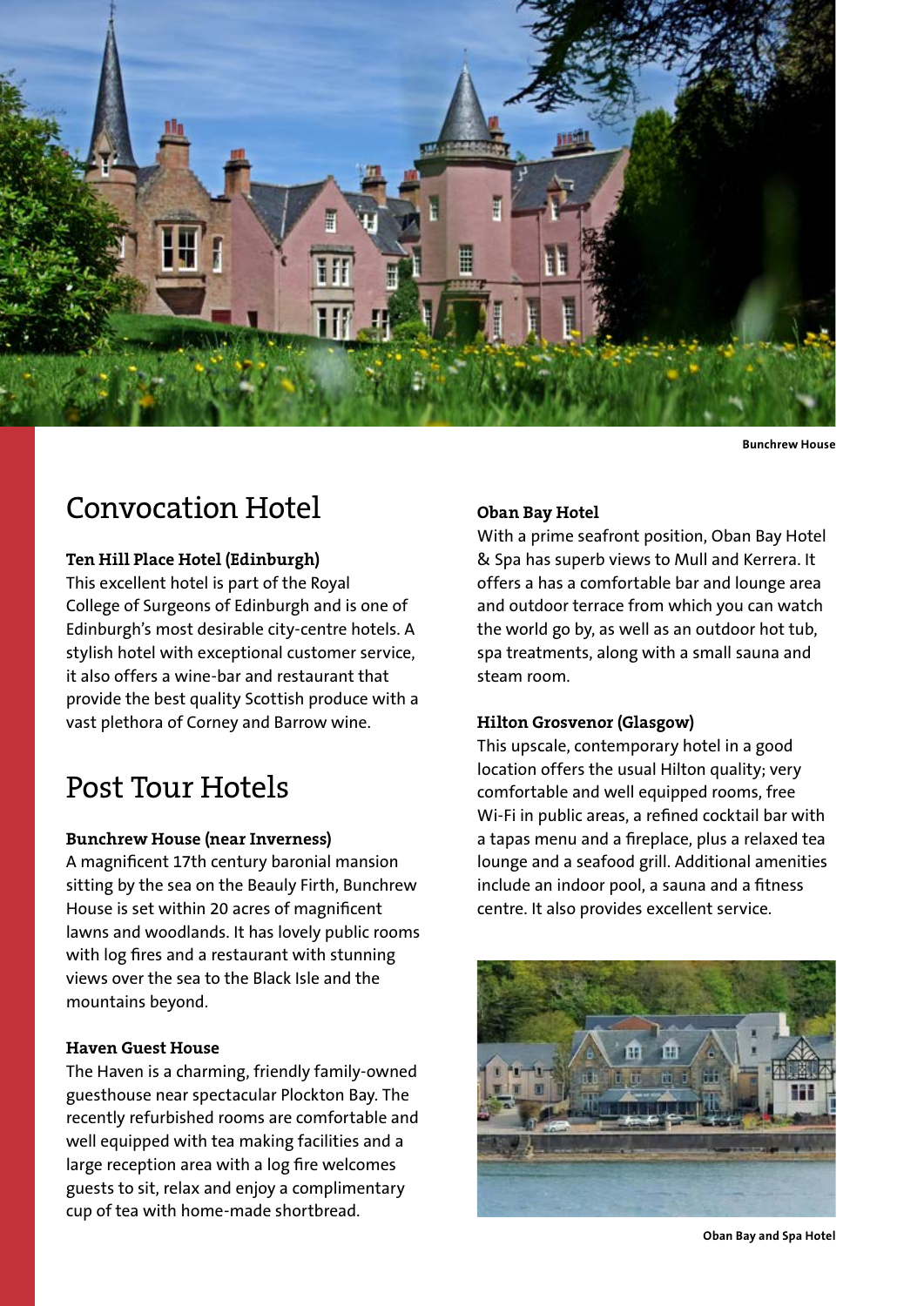Bunchrew House

## Convocation Hotel

**Ten Hill Place Hotel (Edinburgh)**
This excellent hotel is part of the Royal College of Surgeons of Edinburgh and is one of Edinburgh's most desirable city-centre hotels. A stylish hotel with exceptional customer service, it also offers a wine-bar and restaurant that provide the best quality Scottish produce with a vast plethora of Corney and Barrow wine.

## Post Tour Hotels

**Bunchrew House (near Inverness)**
A magnificent 17th century baronial mansion sitting by the sea on the Beauly Firth, Bunchrew House is set within 20 acres of magnificent lawns and woodlands. It has lovely public rooms with log fires and a restaurant with stunning views over the sea to the Black Isle and the mountains beyond.

**Haven Guest House**
The Haven is a charming, friendly family-owned guesthouse near spectacular Plockton Bay. The recently refurbished rooms are comfortable and well equipped with tea making facilities and a large reception area with a log fire welcomes guests to sit, relax and enjoy a complimentary cup of tea with home-made shortbread.

**Oban Bay Hotel**
With a prime seafront position, Oban Bay Hotel & Spa has superb views to Mull and Kerrera. It offers a has a comfortable bar and lounge area and outdoor terrace from which you can watch the world go by, as well as an outdoor hot tub, spa treatments, along with a small sauna and steam room.

**Hilton Grosvenor (Glasgow)**
This upscale, contemporary hotel in a good location offers the usual Hilton quality; very comfortable and well equipped rooms, free Wi-Fi in public areas, a refined cocktail bar with a tapas menu and a fireplace, plus a relaxed tea lounge and a seafood grill. Additional amenities include an indoor pool, a sauna and a fitness centre. It also provides excellent service.

Oban Bay and Spa Hotel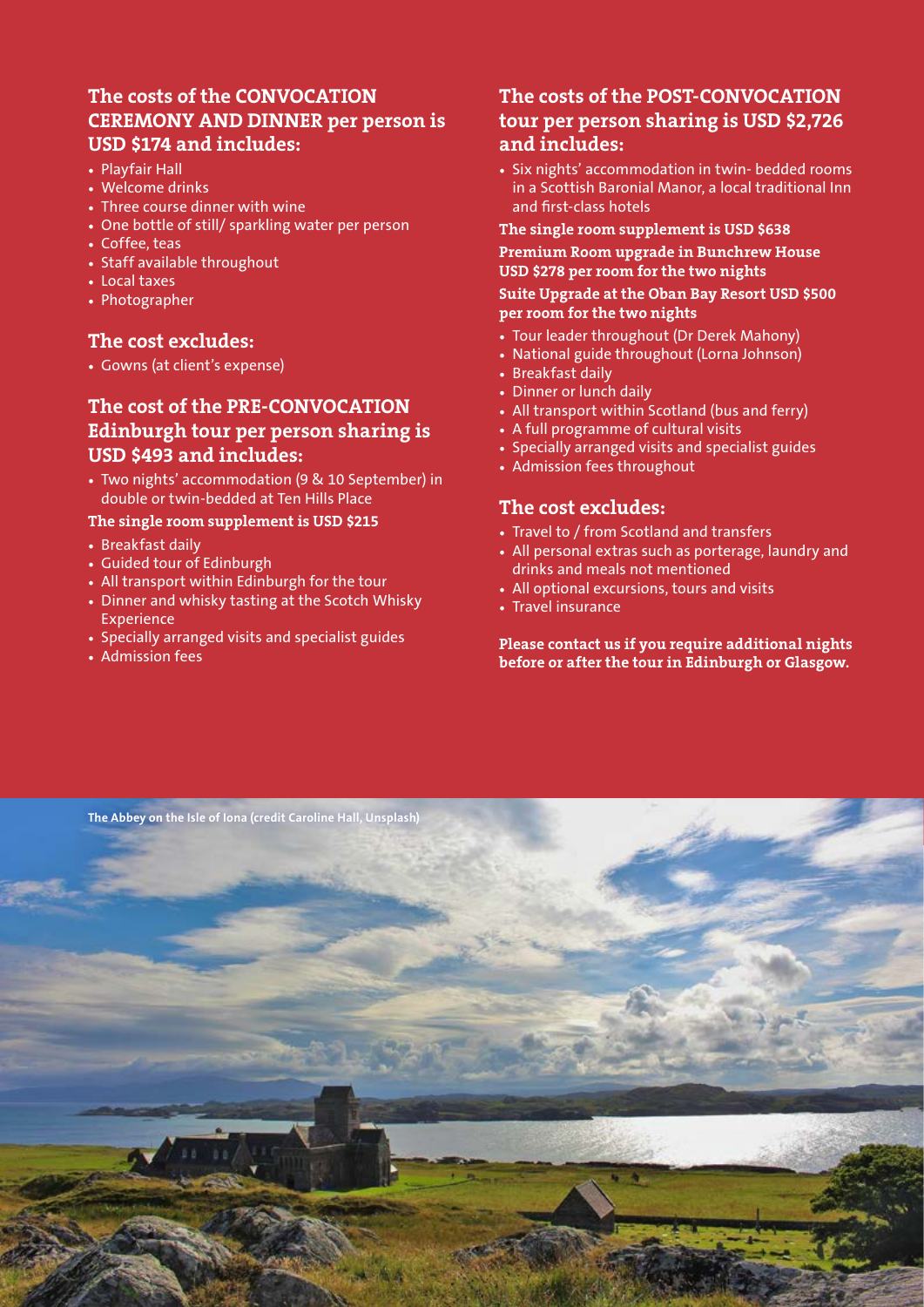## The costs of the CONVOCATION CEREMONY AND DINNER per person is USD $174 and includes:

- Playfair Hall
- Welcome drinks
- Three course dinner with wine
- One bottle of still/ sparkling water per person
- Coffee, teas
- Staff available throughout
- Local taxes
- Photographer

## The cost excludes:

- Gowns (at client's expense)

## The cost of the PRE-CONVOCATION Edinburgh tour per person sharing is USD $493 and includes:

- Two nights' accommodation (9 & 10 September) in double or twin-bedded at Ten Hills Place

**The single room supplement is USD $215**

- Breakfast daily
- Guided tour of Edinburgh
- All transport within Edinburgh for the tour
- Dinner and whisky tasting at the Scotch Whisky Experience
- Specially arranged visits and specialist guides
- Admission fees

## The costs of the POST-CONVOCATION tour per person sharing is USD $2,726 and includes:

- Six nights' accommodation in twin- bedded rooms in a Scottish Baronial Manor, a local traditional Inn and first-class hotels

**The single room supplement is USD $638**

**Premium Room upgrade in Bunchrew House USD $278 per room for the two nights**

**Suite Upgrade at the Oban Bay Resort USD $500 per room for the two nights**

- Tour leader throughout (Dr Derek Mahony)
- National guide throughout (Lorna Johnson)
- Breakfast daily
- Dinner or lunch daily
- All transport within Scotland (bus and ferry)
- A full programme of cultural visits
- Specially arranged visits and specialist guides
- Admission fees throughout

## The cost excludes:

- Travel to / from Scotland and transfers
- All personal extras such as porterage, laundry and drinks and meals not mentioned
- All optional excursions, tours and visits
- Travel insurance

**Please contact us if you require additional nights before or after the tour in Edinburgh or Glasgow.**

The Abbey on the Isle of Iona (credit Caroline Hall, Unsplash)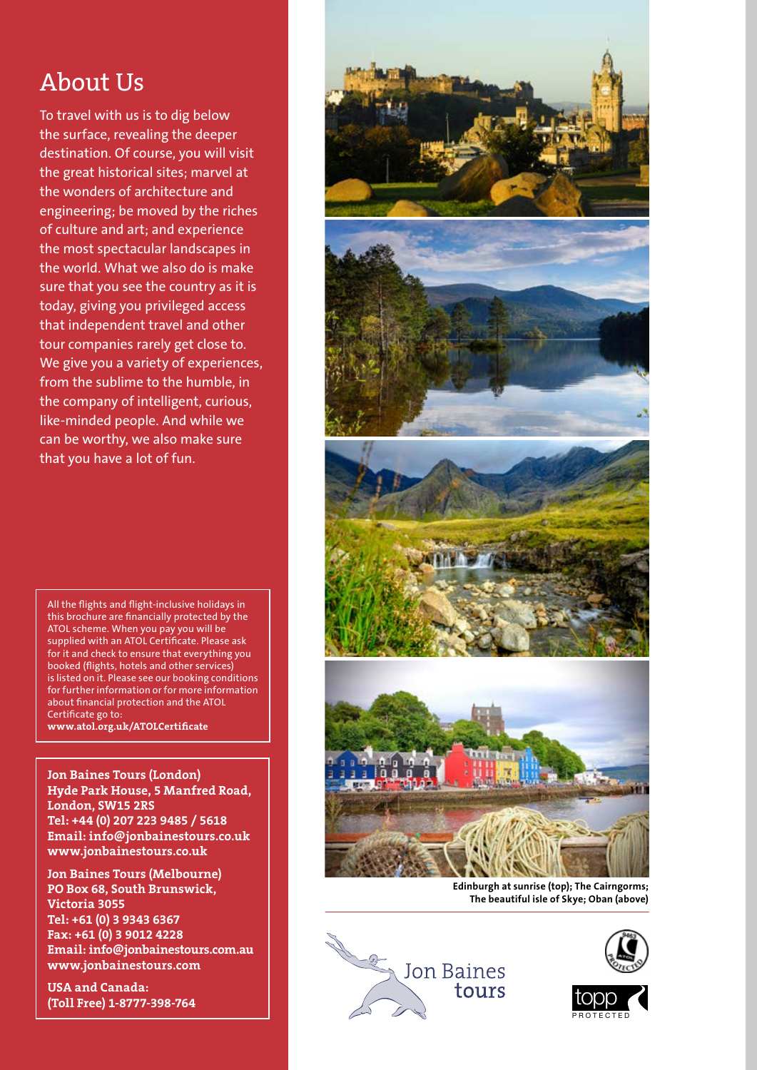## About Us

To travel with us is to dig below the surface, revealing the deeper destination. Of course, you will visit the great historical sites; marvel at the wonders of architecture and engineering; be moved by the riches of culture and art; and experience the most spectacular landscapes in the world. What we also do is make sure that you see the country as it is today, giving you privileged access that independent travel and other tour companies rarely get close to. We give you a variety of experiences, from the sublime to the humble, in the company of intelligent, curious, like-minded people. And while we can be worthy, we also make sure that you have a lot of fun.

All the flights and flight-inclusive holidays in this brochure are financially protected by the ATOL scheme. When you pay you will be supplied with an ATOL Certificate. Please ask for it and check to ensure that everything you booked (flights, hotels and other services) is listed on it. Please see our booking conditions for further information or for more information about financial protection and the ATOL Certificate go to:
**www.atol.org.uk/ATOLCertificate**

**Jon Baines Tours (London)**
**Hyde Park House, 5 Manfred Road,**
**London, SW15 2RS**
**Tel: +44 (0) 207 223 9485 / 5618**
**Email: info@jonbainestours.co.uk**
**www.jonbainestours.co.uk**

**Jon Baines Tours (Melbourne)**
**PO Box 68, South Brunswick,**
**Victoria 3055**
**Tel: +61 (0) 3 9343 6367**
**Fax: +61 (0) 3 9012 4228**
**Email: info@jonbainestours.com.au**
**www.jonbainestours.com**

**USA and Canada:**
**(Toll Free) 1-8777-398-764**

**Edinburgh at sunrise (top); The Cairngorms; The beautiful isle of Skye; Oban (above)**

Jon Baines tours

topp PROTECTED